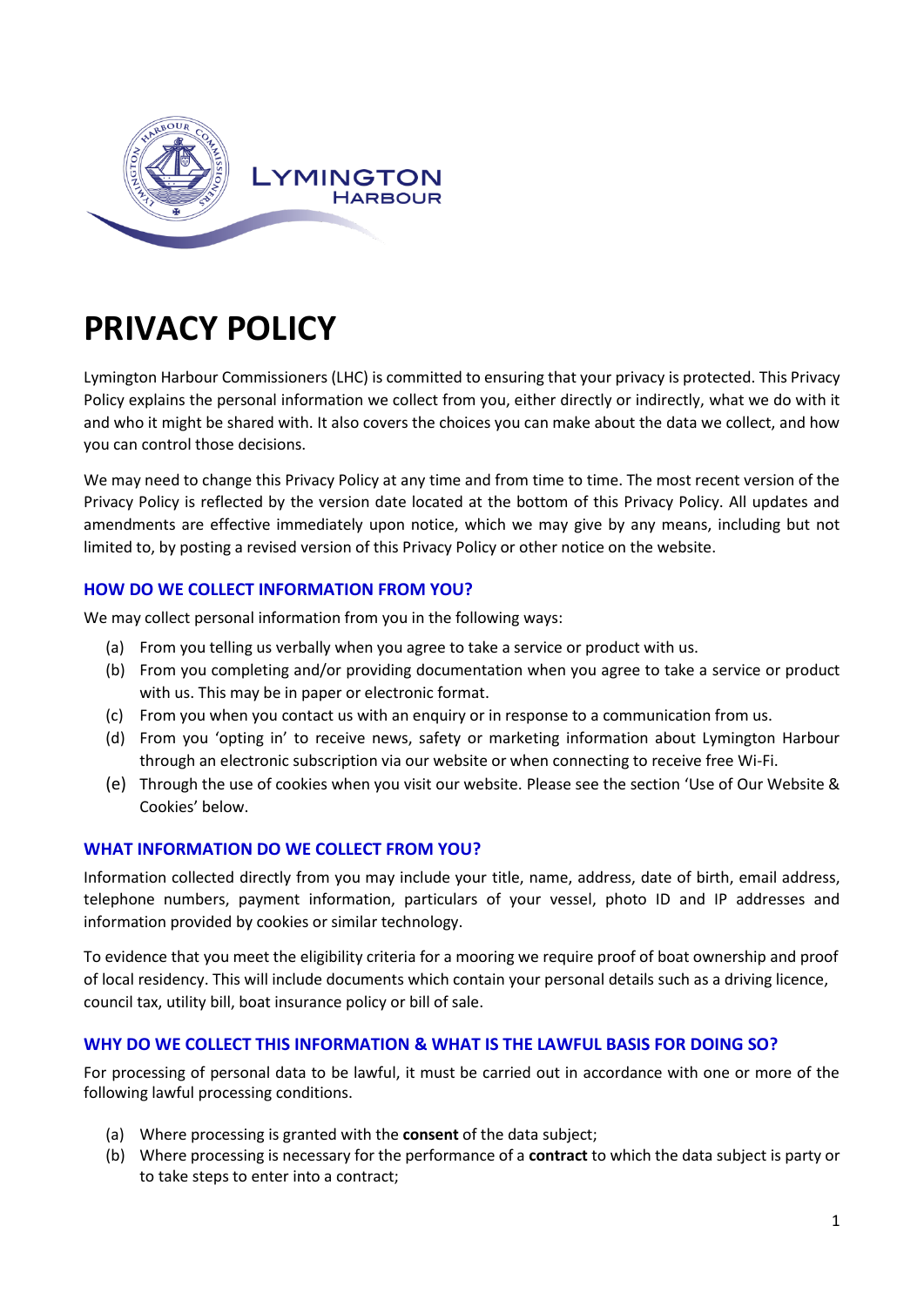# PRIVACY POLICY

Lymington Harbour Commissioners (LHC) is committed to ensuring that your privacy is protected. This Privacy Policy explains the personal information we collect from you, either directly or indirectly, what we do with it and who it might be shared with. It also covers the choices you can make about the data we collect, and how you can control those decisions.

We may need to change this Privacy Policy at any time and from time to time. The most recent version of the Privacy Policy is reflected by the version date located at the bottom of this Privacy Policy. All updates and amendments are effective immediately upon notice, which we may give by any means, including but not limited to, by posting a revised version of this Privacy Policy or other notice on the website.

## HOW DO WE COLLECT INFORMATION FROM YOU?

We may collect personal information from you in the following ways:

(a) From you telling us verbally when you agree to take a service or product with us.
(b) From you completing and/or providing documentation when you agree to take a service or product with us. This may be in paper or electronic format.
(c) From you when you contact us with an enquiry or in response to a communication from us.
(d) From you 'opting in' to receive news, safety or marketing information about Lymington Harbour through an electronic subscription via our website or when connecting to receive free Wi-Fi.
(e) Through the use of cookies when you visit our website. Please see the section 'Use of Our Website & Cookies' below.

## WHAT INFORMATION DO WE COLLECT FROM YOU?

Information collected directly from you may include your title, name, address, date of birth, email address, telephone numbers, payment information, particulars of your vessel, photo ID and IP addresses and information provided by cookies or similar technology.

To evidence that you meet the eligibility criteria for a mooring we require proof of boat ownership and proof of local residency. This will include documents which contain your personal details such as a driving licence, council tax, utility bill, boat insurance policy or bill of sale.

## WHY DO WE COLLECT THIS INFORMATION & WHAT IS THE LAWFUL BASIS FOR DOING SO?

For processing of personal data to be lawful, it must be carried out in accordance with one or more of the following lawful processing conditions.

(a) Where processing is granted with the **consent** of the data subject;
(b) Where processing is necessary for the performance of a **contract** to which the data subject is party or to take steps to enter into a contract;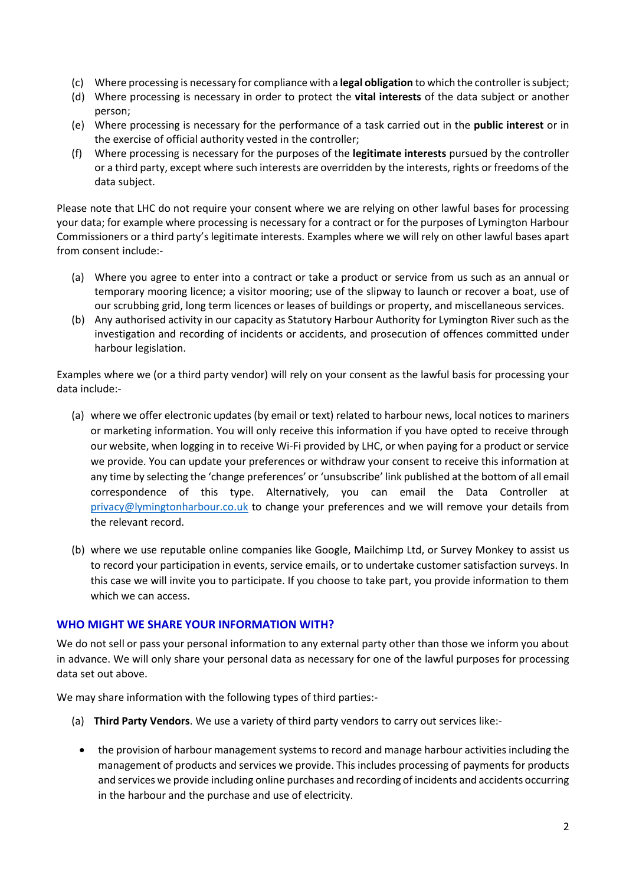(c) Where processing is necessary for compliance with a **legal obligation** to which the controller is subject;

(d) Where processing is necessary in order to protect the **vital interests** of the data subject or another person;

(e) Where processing is necessary for the performance of a task carried out in the **public interest** or in the exercise of official authority vested in the controller;

(f) Where processing is necessary for the purposes of the **legitimate interests** pursued by the controller or a third party, except where such interests are overridden by the interests, rights or freedoms of the data subject.

Please note that LHC do not require your consent where we are relying on other lawful bases for processing your data; for example where processing is necessary for a contract or for the purposes of Lymington Harbour Commissioners or a third party's legitimate interests. Examples where we will rely on other lawful bases apart from consent include:-

(a) Where you agree to enter into a contract or take a product or service from us such as an annual or temporary mooring licence; a visitor mooring; use of the slipway to launch or recover a boat, use of our scrubbing grid, long term licences or leases of buildings or property, and miscellaneous services.

(b) Any authorised activity in our capacity as Statutory Harbour Authority for Lymington River such as the investigation and recording of incidents or accidents, and prosecution of offences committed under harbour legislation.

Examples where we (or a third party vendor) will rely on your consent as the lawful basis for processing your data include:-

(a) where we offer electronic updates (by email or text) related to harbour news, local notices to mariners or marketing information. You will only receive this information if you have opted to receive through our website, when logging in to receive Wi-Fi provided by LHC, or when paying for a product or service we provide. You can update your preferences or withdraw your consent to receive this information at any time by selecting the 'change preferences' or 'unsubscribe' link published at the bottom of all email correspondence of this type. Alternatively, you can email the Data Controller at privacy@lymingtonharbour.co.uk to change your preferences and we will remove your details from the relevant record.

(b) where we use reputable online companies like Google, Mailchimp Ltd, or Survey Monkey to assist us to record your participation in events, service emails, or to undertake customer satisfaction surveys. In this case we will invite you to participate. If you choose to take part, you provide information to them which we can access.

## WHO MIGHT WE SHARE YOUR INFORMATION WITH?

We do not sell or pass your personal information to any external party other than those we inform you about in advance. We will only share your personal data as necessary for one of the lawful purposes for processing data set out above.

We may share information with the following types of third parties:-

(a) **Third Party Vendors**. We use a variety of third party vendors to carry out services like:-

- the provision of harbour management systems to record and manage harbour activities including the management of products and services we provide. This includes processing of payments for products and services we provide including online purchases and recording of incidents and accidents occurring in the harbour and the purchase and use of electricity.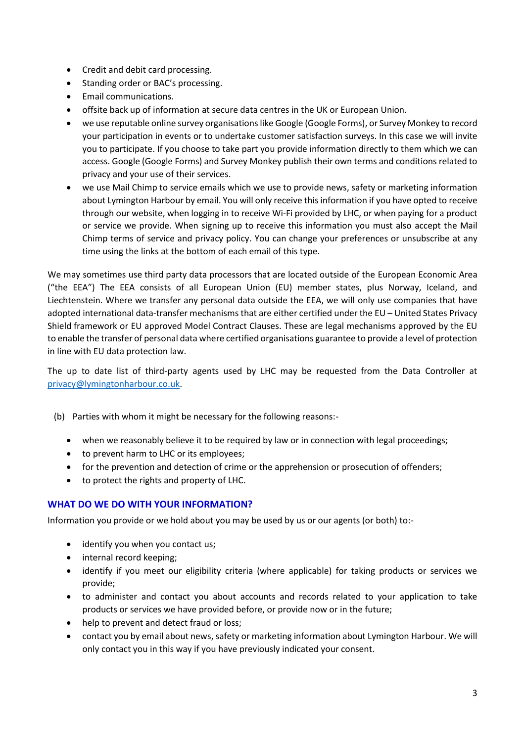- Credit and debit card processing.
- Standing order or BAC's processing.
- Email communications.
- offsite back up of information at secure data centres in the UK or European Union.
- we use reputable online survey organisations like Google (Google Forms), or Survey Monkey to record your participation in events or to undertake customer satisfaction surveys. In this case we will invite you to participate. If you choose to take part you provide information directly to them which we can access. Google (Google Forms) and Survey Monkey publish their own terms and conditions related to privacy and your use of their services.
- we use Mail Chimp to service emails which we use to provide news, safety or marketing information about Lymington Harbour by email. You will only receive this information if you have opted to receive through our website, when logging in to receive Wi-Fi provided by LHC, or when paying for a product or service we provide. When signing up to receive this information you must also accept the Mail Chimp terms of service and privacy policy. You can change your preferences or unsubscribe at any time using the links at the bottom of each email of this type.

We may sometimes use third party data processors that are located outside of the European Economic Area ("the EEA") The EEA consists of all European Union (EU) member states, plus Norway, Iceland, and Liechtenstein. Where we transfer any personal data outside the EEA, we will only use companies that have adopted international data-transfer mechanisms that are either certified under the EU – United States Privacy Shield framework or EU approved Model Contract Clauses. These are legal mechanisms approved by the EU to enable the transfer of personal data where certified organisations guarantee to provide a level of protection in line with EU data protection law.

The up to date list of third-party agents used by LHC may be requested from the Data Controller at privacy@lymingtonharbour.co.uk.

(b) Parties with whom it might be necessary for the following reasons:-

- when we reasonably believe it to be required by law or in connection with legal proceedings;
- to prevent harm to LHC or its employees;
- for the prevention and detection of crime or the apprehension or prosecution of offenders;
- to protect the rights and property of LHC.

## WHAT DO WE DO WITH YOUR INFORMATION?

Information you provide or we hold about you may be used by us or our agents (or both) to:-

- identify you when you contact us;
- internal record keeping;
- identify if you meet our eligibility criteria (where applicable) for taking products or services we provide;
- to administer and contact you about accounts and records related to your application to take products or services we have provided before, or provide now or in the future;
- help to prevent and detect fraud or loss;
- contact you by email about news, safety or marketing information about Lymington Harbour. We will only contact you in this way if you have previously indicated your consent.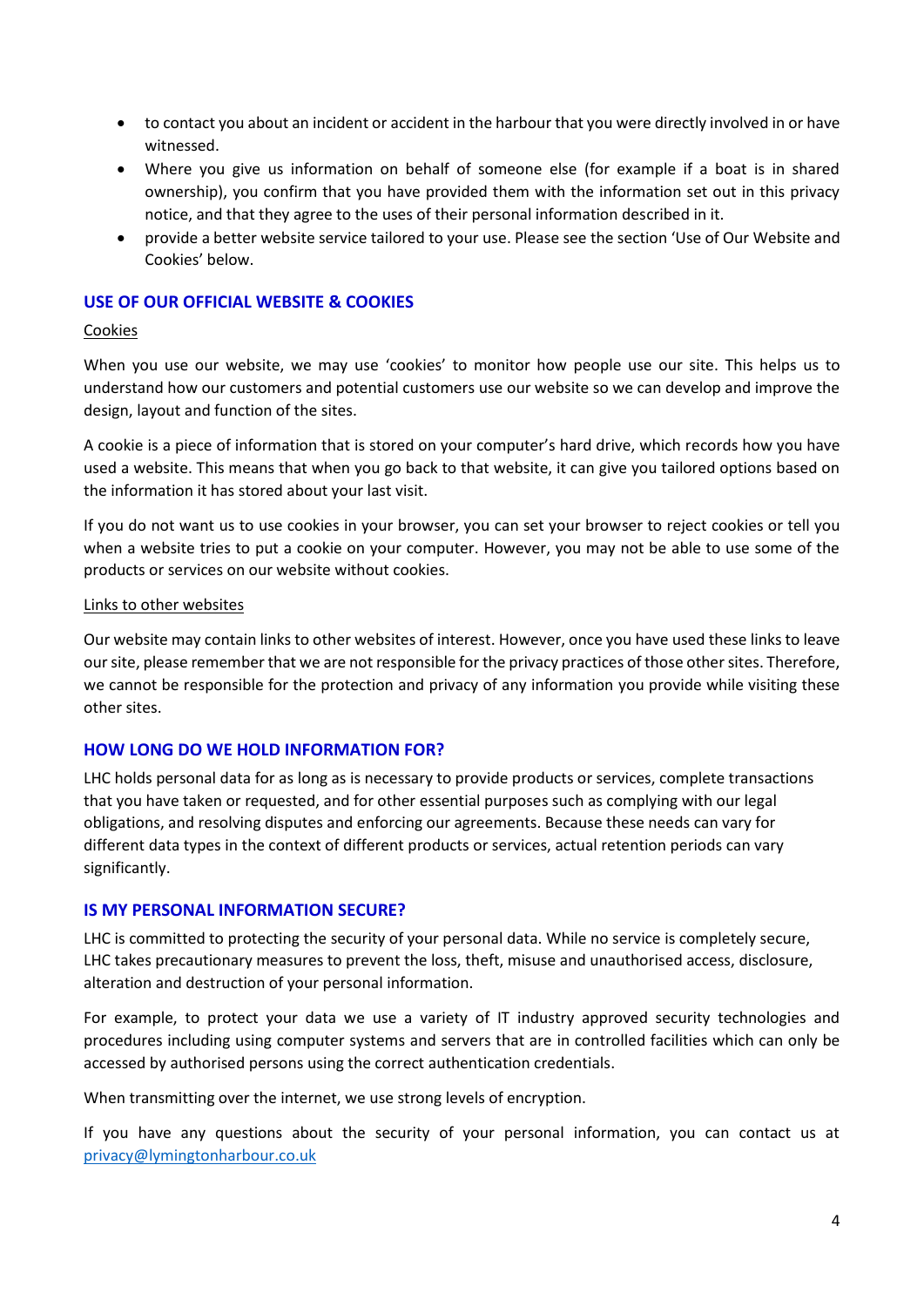- to contact you about an incident or accident in the harbour that you were directly involved in or have witnessed.
- Where you give us information on behalf of someone else (for example if a boat is in shared ownership), you confirm that you have provided them with the information set out in this privacy notice, and that they agree to the uses of their personal information described in it.
- provide a better website service tailored to your use. Please see the section 'Use of Our Website and Cookies' below.

## USE OF OUR OFFICIAL WEBSITE & COOKIES

Cookies

When you use our website, we may use 'cookies' to monitor how people use our site. This helps us to understand how our customers and potential customers use our website so we can develop and improve the design, layout and function of the sites.

A cookie is a piece of information that is stored on your computer's hard drive, which records how you have used a website. This means that when you go back to that website, it can give you tailored options based on the information it has stored about your last visit.

If you do not want us to use cookies in your browser, you can set your browser to reject cookies or tell you when a website tries to put a cookie on your computer. However, you may not be able to use some of the products or services on our website without cookies.

Links to other websites

Our website may contain links to other websites of interest. However, once you have used these links to leave our site, please remember that we are not responsible for the privacy practices of those other sites. Therefore, we cannot be responsible for the protection and privacy of any information you provide while visiting these other sites.

## HOW LONG DO WE HOLD INFORMATION FOR?

LHC holds personal data for as long as is necessary to provide products or services, complete transactions that you have taken or requested, and for other essential purposes such as complying with our legal obligations, and resolving disputes and enforcing our agreements. Because these needs can vary for different data types in the context of different products or services, actual retention periods can vary significantly.

## IS MY PERSONAL INFORMATION SECURE?

LHC is committed to protecting the security of your personal data. While no service is completely secure, LHC takes precautionary measures to prevent the loss, theft, misuse and unauthorised access, disclosure, alteration and destruction of your personal information.

For example, to protect your data we use a variety of IT industry approved security technologies and procedures including using computer systems and servers that are in controlled facilities which can only be accessed by authorised persons using the correct authentication credentials.

When transmitting over the internet, we use strong levels of encryption.

If you have any questions about the security of your personal information, you can contact us at privacy@lymingtonharbour.co.uk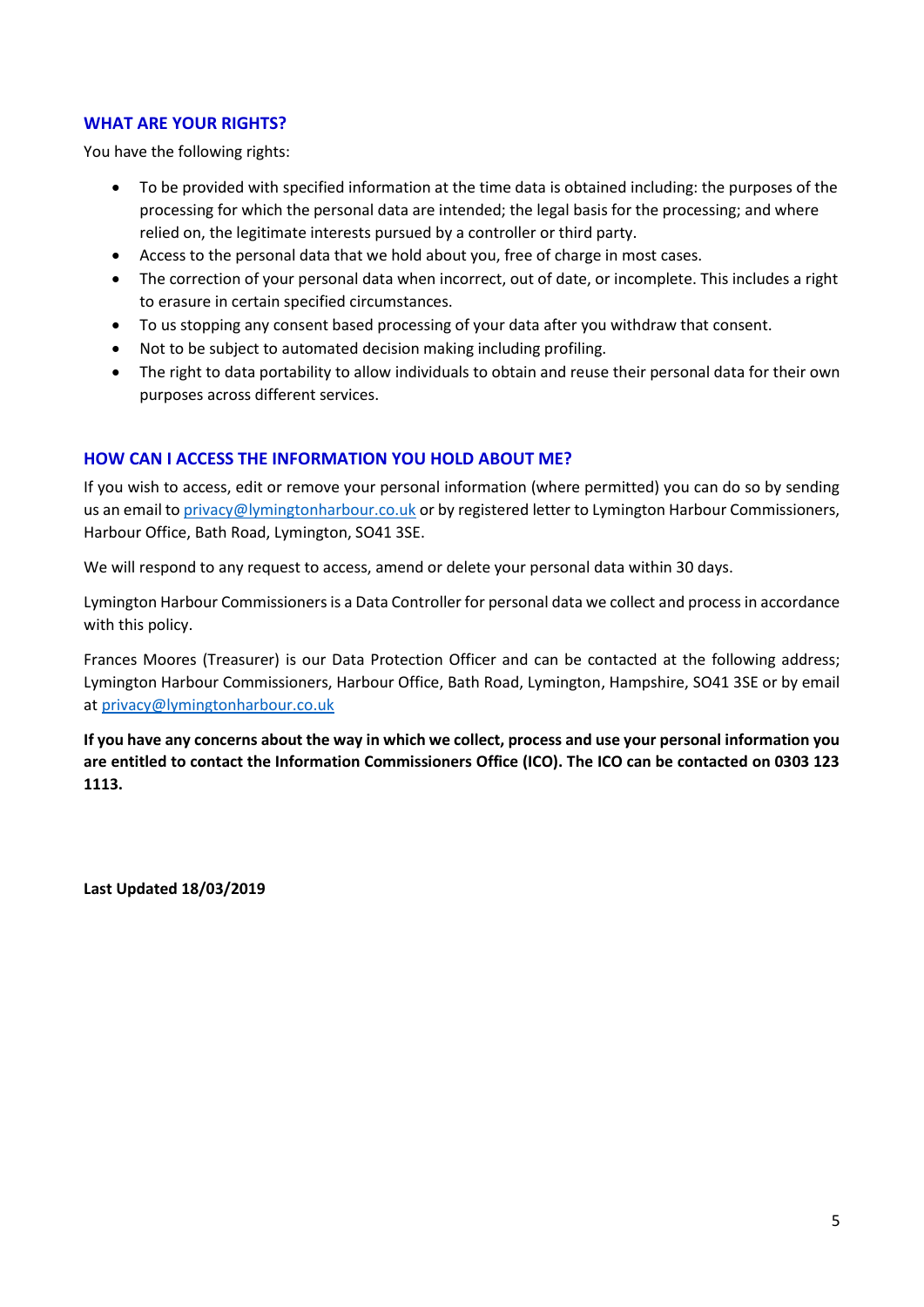## WHAT ARE YOUR RIGHTS?

You have the following rights:

- To be provided with specified information at the time data is obtained including: the purposes of the processing for which the personal data are intended; the legal basis for the processing; and where relied on, the legitimate interests pursued by a controller or third party.
- Access to the personal data that we hold about you, free of charge in most cases.
- The correction of your personal data when incorrect, out of date, or incomplete. This includes a right to erasure in certain specified circumstances.
- To us stopping any consent based processing of your data after you withdraw that consent.
- Not to be subject to automated decision making including profiling.
- The right to data portability to allow individuals to obtain and reuse their personal data for their own purposes across different services.

## HOW CAN I ACCESS THE INFORMATION YOU HOLD ABOUT ME?

If you wish to access, edit or remove your personal information (where permitted) you can do so by sending us an email to privacy@lymingtonharbour.co.uk or by registered letter to Lymington Harbour Commissioners, Harbour Office, Bath Road, Lymington, SO41 3SE.

We will respond to any request to access, amend or delete your personal data within 30 days.

Lymington Harbour Commissioners is a Data Controller for personal data we collect and process in accordance with this policy.

Frances Moores (Treasurer) is our Data Protection Officer and can be contacted at the following address; Lymington Harbour Commissioners, Harbour Office, Bath Road, Lymington, Hampshire, SO41 3SE or by email at privacy@lymingtonharbour.co.uk

**If you have any concerns about the way in which we collect, process and use your personal information you are entitled to contact the Information Commissioners Office (ICO). The ICO can be contacted on 0303 123 1113.**

**Last Updated 18/03/2019**